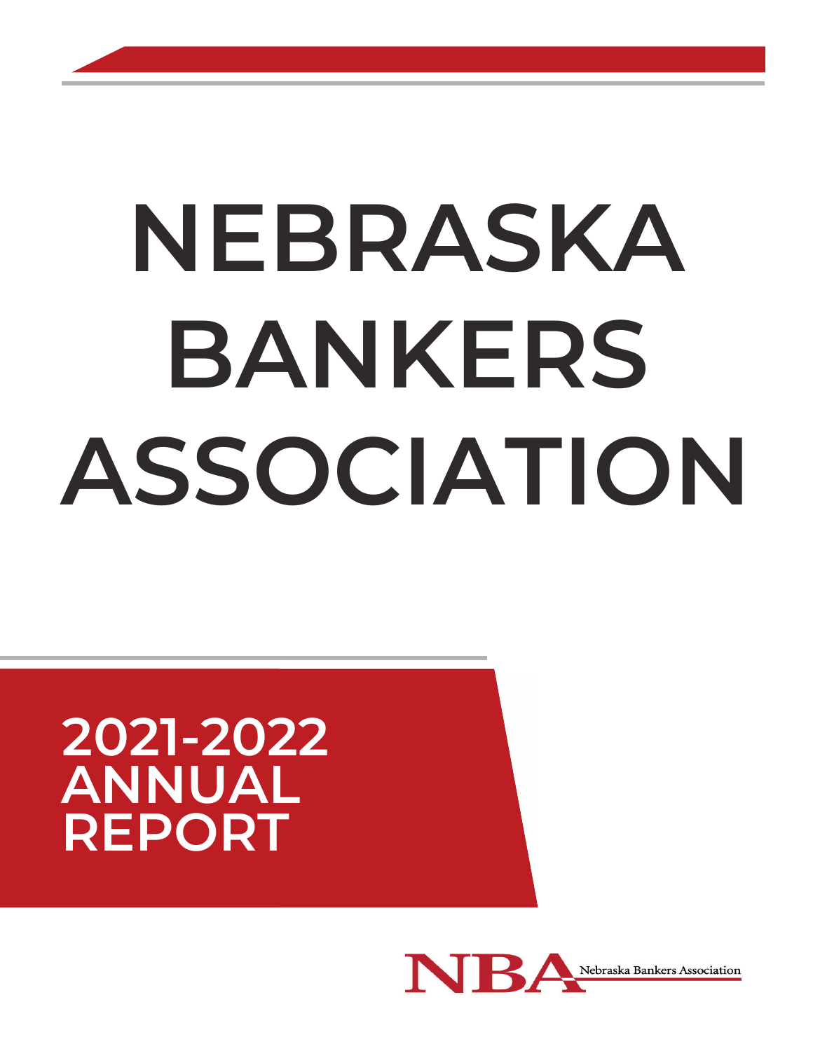# NEBRASKA BANKERS ASSOCIATION

## 2021-2022 ANNUAL REPORT

NBA Nebraska Bankers Association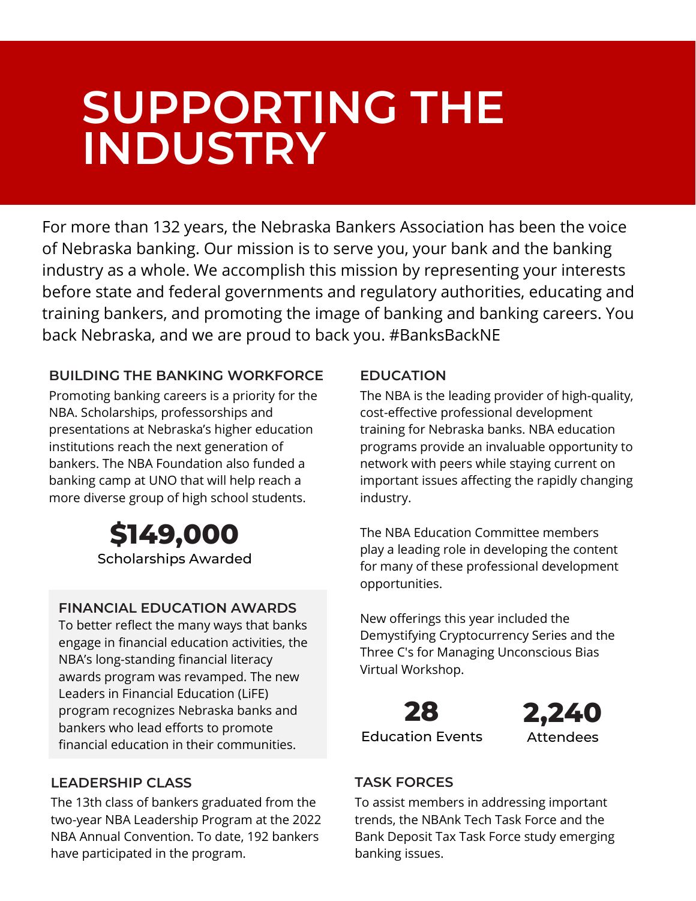# SUPPORTING THE INDUSTRY

For more than 132 years, the Nebraska Bankers Association has been the voice of Nebraska banking. Our mission is to serve you, your bank and the banking industry as a whole. We accomplish this mission by representing your interests before state and federal governments and regulatory authorities, educating and training bankers, and promoting the image of banking and banking careers. You back Nebraska, and we are proud to back you. #BanksBackNE

## BUILDING THE BANKING WORKFORCE

Promoting banking careers is a priority for the NBA. Scholarships, professorships and presentations at Nebraska's higher education institutions reach the next generation of bankers. The NBA Foundation also funded a banking camp at UNO that will help reach a more diverse group of high school students.

**$149,000**
Scholarships Awarded

## FINANCIAL EDUCATION AWARDS

To better reflect the many ways that banks engage in financial education activities, the NBA's long-standing financial literacy awards program was revamped. The new Leaders in Financial Education (LiFE) program recognizes Nebraska banks and bankers who lead efforts to promote financial education in their communities.

## LEADERSHIP CLASS

The 13th class of bankers graduated from the two-year NBA Leadership Program at the 2022 NBA Annual Convention. To date, 192 bankers have participated in the program.

## EDUCATION

The NBA is the leading provider of high-quality, cost-effective professional development training for Nebraska banks. NBA education programs provide an invaluable opportunity to network with peers while staying current on important issues affecting the rapidly changing industry.

The NBA Education Committee members play a leading role in developing the content for many of these professional development opportunities.

New offerings this year included the Demystifying Cryptocurrency Series and the Three C's for Managing Unconscious Bias Virtual Workshop.

**28**
Education Events

**2,240**
Attendees

## TASK FORCES

To assist members in addressing important trends, the NBAnk Tech Task Force and the Bank Deposit Tax Task Force study emerging banking issues.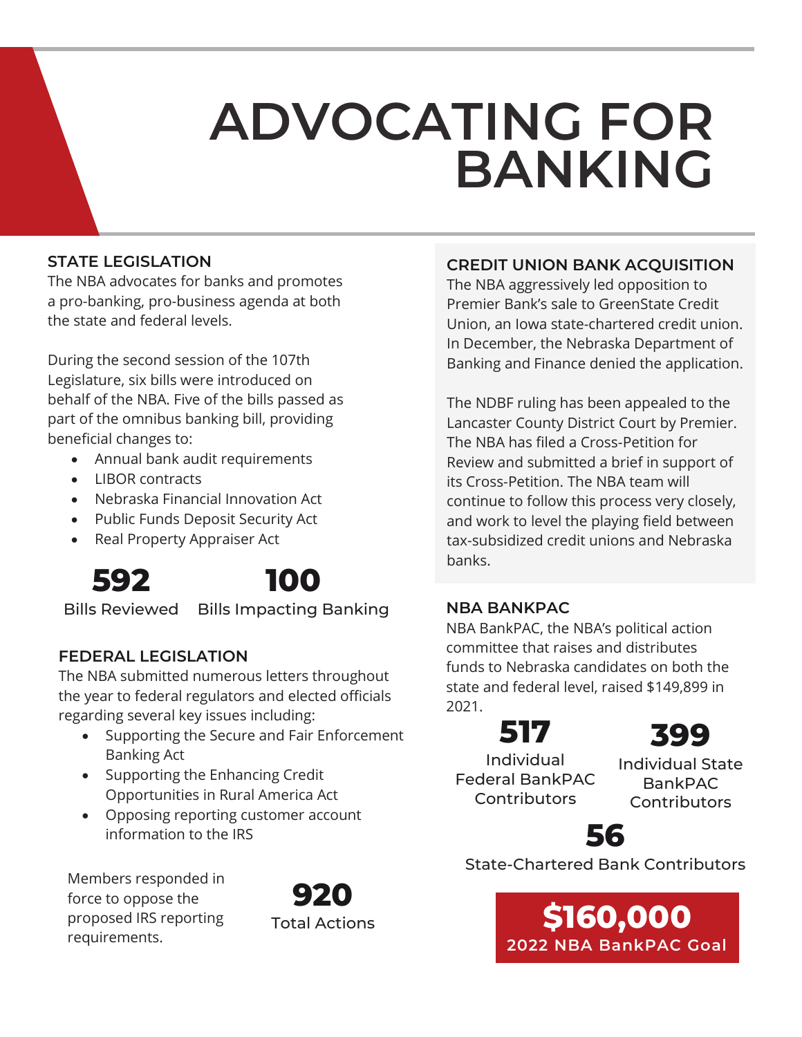# ADVOCATING FOR BANKING

## STATE LEGISLATION

The NBA advocates for banks and promotes a pro-banking, pro-business agenda at both the state and federal levels.

During the second session of the 107th Legislature, six bills were introduced on behalf of the NBA. Five of the bills passed as part of the omnibus banking bill, providing beneficial changes to:

- Annual bank audit requirements
- LIBOR contracts
- Nebraska Financial Innovation Act
- Public Funds Deposit Security Act
- Real Property Appraiser Act

**592**
Bills Reviewed

**100**
Bills Impacting Banking

## FEDERAL LEGISLATION

The NBA submitted numerous letters throughout the year to federal regulators and elected officials regarding several key issues including:

- Supporting the Secure and Fair Enforcement Banking Act
- Supporting the Enhancing Credit Opportunities in Rural America Act
- Opposing reporting customer account information to the IRS

Members responded in force to oppose the proposed IRS reporting requirements.

**920**
Total Actions

## CREDIT UNION BANK ACQUISITION

The NBA aggressively led opposition to Premier Bank's sale to GreenState Credit Union, an Iowa state-chartered credit union. In December, the Nebraska Department of Banking and Finance denied the application.

The NDBF ruling has been appealed to the Lancaster County District Court by Premier. The NBA has filed a Cross-Petition for Review and submitted a brief in support of its Cross-Petition. The NBA team will continue to follow this process very closely, and work to level the playing field between tax-subsidized credit unions and Nebraska banks.

## NBA BANKPAC

NBA BankPAC, the NBA's political action committee that raises and distributes funds to Nebraska candidates on both the state and federal level, raised $149,899 in 2021.

**517**
Individual Federal BankPAC Contributors

**399**
Individual State BankPAC Contributors

**56**
State-Chartered Bank Contributors

**$160,000**
**2022 NBA BankPAC Goal**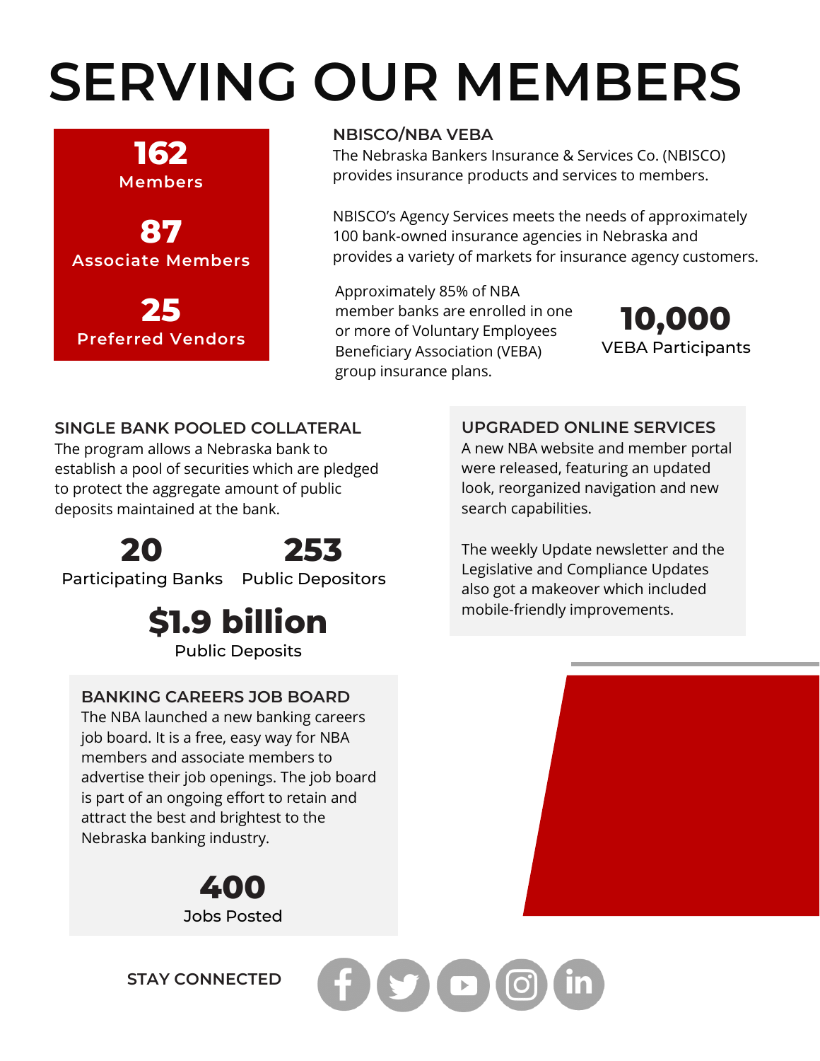# SERVING OUR MEMBERS

**162**
Members

**87**
Associate Members

**25**
Preferred Vendors

## NBISCO/NBA VEBA

The Nebraska Bankers Insurance & Services Co. (NBISCO) provides insurance products and services to members.

NBISCO's Agency Services meets the needs of approximately 100 bank-owned insurance agencies in Nebraska and provides a variety of markets for insurance agency customers.

Approximately 85% of NBA member banks are enrolled in one or more of Voluntary Employees Beneficiary Association (VEBA) group insurance plans.

**10,000**
VEBA Participants

## SINGLE BANK POOLED COLLATERAL

The program allows a Nebraska bank to establish a pool of securities which are pledged to protect the aggregate amount of public deposits maintained at the bank.

**20**
Participating Banks

**253**
Public Depositors

**$1.9 billion**
Public Deposits

## UPGRADED ONLINE SERVICES

A new NBA website and member portal were released, featuring an updated look, reorganized navigation and new search capabilities.

The weekly Update newsletter and the Legislative and Compliance Updates also got a makeover which included mobile-friendly improvements.

## BANKING CAREERS JOB BOARD

The NBA launched a new banking careers job board. It is a free, easy way for NBA members and associate members to advertise their job openings. The job board is part of an ongoing effort to retain and attract the best and brightest to the Nebraska banking industry.

**400**
Jobs Posted

STAY CONNECTED